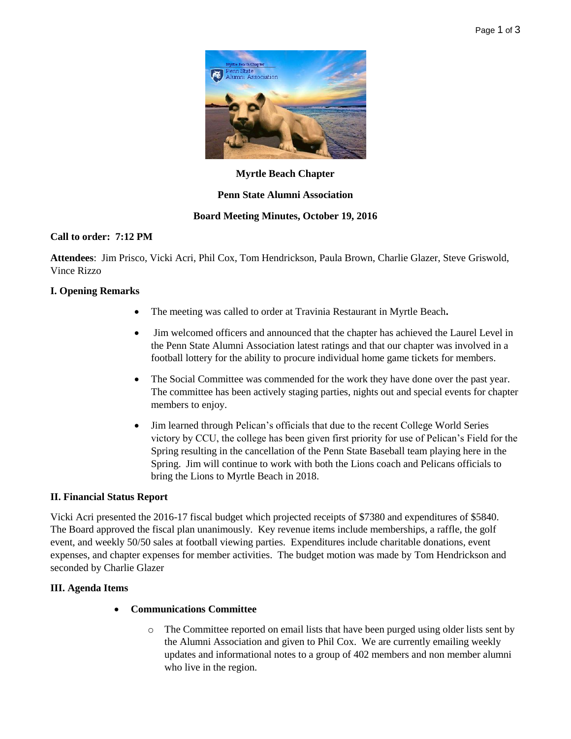**Myrtle Beach Chapter**

**Penn State Alumni Association**

**Board Meeting Minutes, October 19, 2016**

**Call to order: 7:12 PM**

**Attendees**: Jim Prisco, Vicki Acri, Phil Cox, Tom Hendrickson, Paula Brown, Charlie Glazer, Steve Griswold, Vince Rizzo

**I. Opening Remarks**

- The meeting was called to order at Travinia Restaurant in Myrtle Beach**.**
- Jim welcomed officers and announced that the chapter has achieved the Laurel Level in the Penn State Alumni Association latest ratings and that our chapter was involved in a football lottery for the ability to procure individual home game tickets for members.
- The Social Committee was commended for the work they have done over the past year. The committee has been actively staging parties, nights out and special events for chapter members to enjoy.
- Jim learned through Pelican's officials that due to the recent College World Series victory by CCU, the college has been given first priority for use of Pelican's Field for the Spring resulting in the cancellation of the Penn State Baseball team playing here in the Spring. Jim will continue to work with both the Lions coach and Pelicans officials to bring the Lions to Myrtle Beach in 2018.

**II. Financial Status Report**

Vicki Acri presented the 2016-17 fiscal budget which projected receipts of $7380 and expenditures of $5840. The Board approved the fiscal plan unanimously. Key revenue items include memberships, a raffle, the golf event, and weekly 50/50 sales at football viewing parties. Expenditures include charitable donations, event expenses, and chapter expenses for member activities. The budget motion was made by Tom Hendrickson and seconded by Charlie Glazer

**III. Agenda Items**

- **Communications Committee**
  - The Committee reported on email lists that have been purged using older lists sent by the Alumni Association and given to Phil Cox. We are currently emailing weekly updates and informational notes to a group of 402 members and non member alumni who live in the region.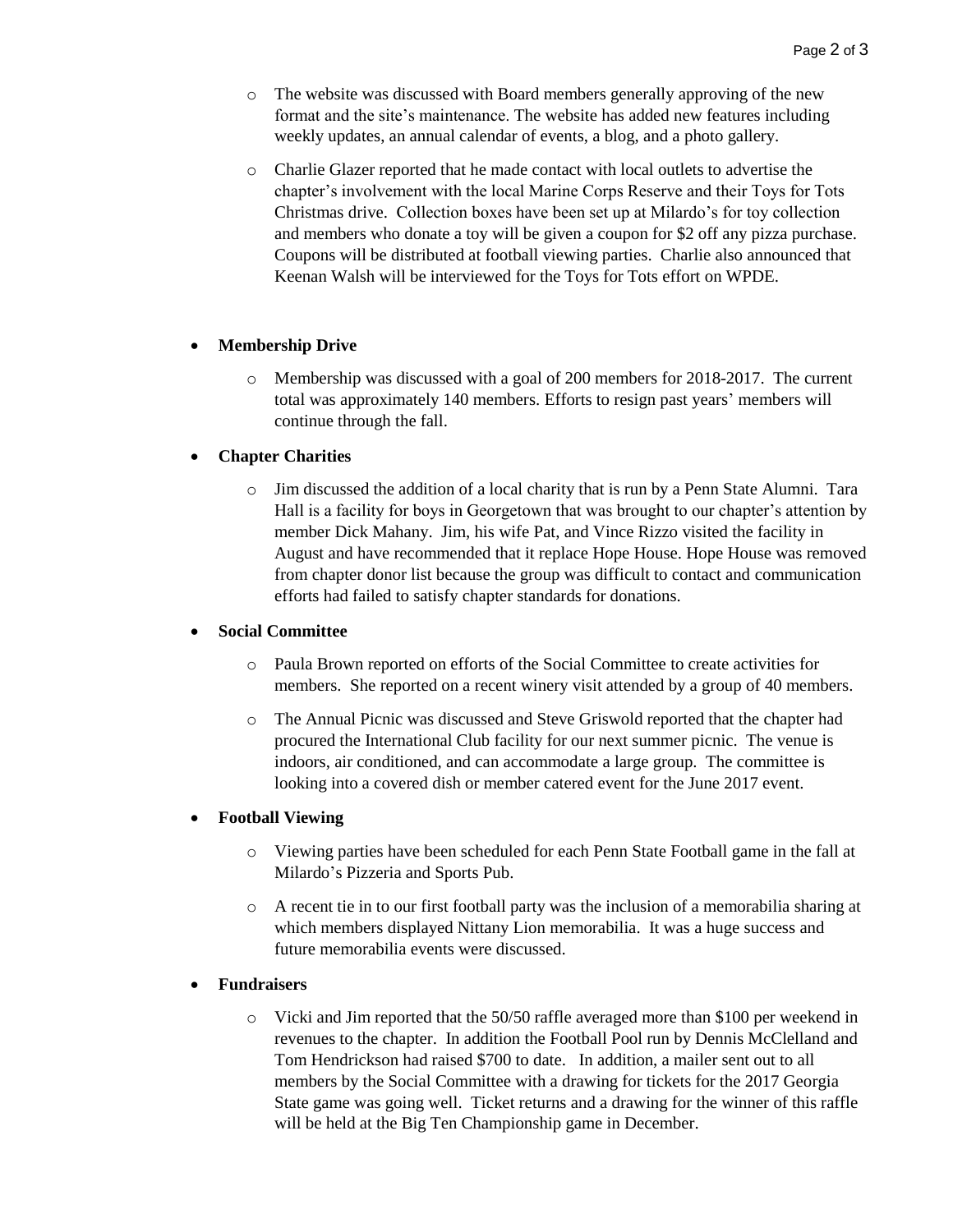- The website was discussed with Board members generally approving of the new format and the site's maintenance. The website has added new features including weekly updates, an annual calendar of events, a blog, and a photo gallery.

  - Charlie Glazer reported that he made contact with local outlets to advertise the chapter's involvement with the local Marine Corps Reserve and their Toys for Tots Christmas drive. Collection boxes have been set up at Milardo's for toy collection and members who donate a toy will be given a coupon for $2 off any pizza purchase. Coupons will be distributed at football viewing parties. Charlie also announced that Keenan Walsh will be interviewed for the Toys for Tots effort on WPDE.

- **Membership Drive**
  - Membership was discussed with a goal of 200 members for 2018-2017. The current total was approximately 140 members. Efforts to resign past years' members will continue through the fall.

- **Chapter Charities**
  - Jim discussed the addition of a local charity that is run by a Penn State Alumni. Tara Hall is a facility for boys in Georgetown that was brought to our chapter's attention by member Dick Mahany. Jim, his wife Pat, and Vince Rizzo visited the facility in August and have recommended that it replace Hope House. Hope House was removed from chapter donor list because the group was difficult to contact and communication efforts had failed to satisfy chapter standards for donations.

- **Social Committee**
  - Paula Brown reported on efforts of the Social Committee to create activities for members. She reported on a recent winery visit attended by a group of 40 members.

  - The Annual Picnic was discussed and Steve Griswold reported that the chapter had procured the International Club facility for our next summer picnic. The venue is indoors, air conditioned, and can accommodate a large group. The committee is looking into a covered dish or member catered event for the June 2017 event.

- **Football Viewing**
  - Viewing parties have been scheduled for each Penn State Football game in the fall at Milardo's Pizzeria and Sports Pub.

  - A recent tie in to our first football party was the inclusion of a memorabilia sharing at which members displayed Nittany Lion memorabilia. It was a huge success and future memorabilia events were discussed.

- **Fundraisers**
  - Vicki and Jim reported that the 50/50 raffle averaged more than $100 per weekend in revenues to the chapter. In addition the Football Pool run by Dennis McClelland and Tom Hendrickson had raised $700 to date. In addition, a mailer sent out to all members by the Social Committee with a drawing for tickets for the 2017 Georgia State game was going well. Ticket returns and a drawing for the winner of this raffle will be held at the Big Ten Championship game in December.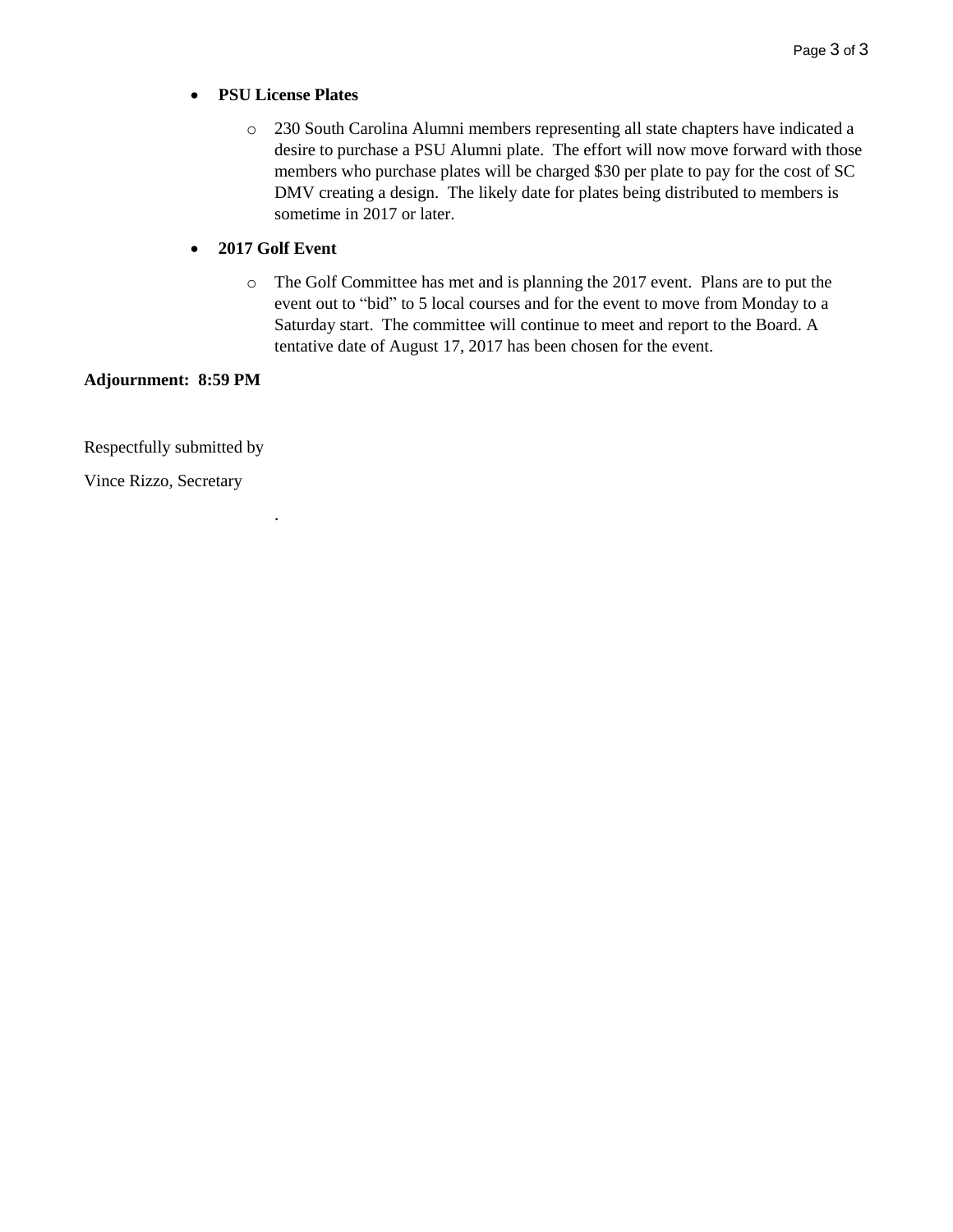- **PSU License Plates**
  - 230 South Carolina Alumni members representing all state chapters have indicated a desire to purchase a PSU Alumni plate. The effort will now move forward with those members who purchase plates will be charged $30 per plate to pay for the cost of SC DMV creating a design. The likely date for plates being distributed to members is sometime in 2017 or later.
- **2017 Golf Event**
  - The Golf Committee has met and is planning the 2017 event. Plans are to put the event out to "bid" to 5 local courses and for the event to move from Monday to a Saturday start. The committee will continue to meet and report to the Board. A tentative date of August 17, 2017 has been chosen for the event.

**Adjournment: 8:59 PM**

Respectfully submitted by

Vince Rizzo, Secretary

.